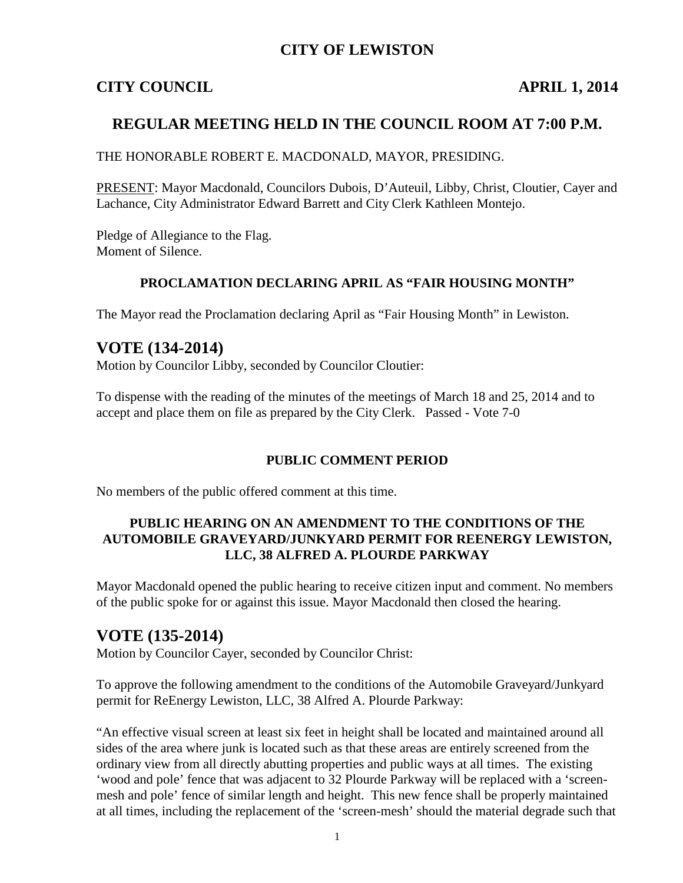# CITY OF LEWISTON

## CITY COUNCIL APRIL 1, 2014

## REGULAR MEETING HELD IN THE COUNCIL ROOM AT 7:00 P.M.

THE HONORABLE ROBERT E. MACDONALD, MAYOR, PRESIDING.

PRESENT: Mayor Macdonald, Councilors Dubois, D'Auteuil, Libby, Christ, Cloutier, Cayer and Lachance, City Administrator Edward Barrett and City Clerk Kathleen Montejo.

Pledge of Allegiance to the Flag.
Moment of Silence.

### PROCLAMATION DECLARING APRIL AS "FAIR HOUSING MONTH"

The Mayor read the Proclamation declaring April as "Fair Housing Month" in Lewiston.

## VOTE (134-2014)

Motion by Councilor Libby, seconded by Councilor Cloutier:

To dispense with the reading of the minutes of the meetings of March 18 and 25, 2014 and to accept and place them on file as prepared by the City Clerk. Passed - Vote 7-0

### PUBLIC COMMENT PERIOD

No members of the public offered comment at this time.

### PUBLIC HEARING ON AN AMENDMENT TO THE CONDITIONS OF THE AUTOMOBILE GRAVEYARD/JUNKYARD PERMIT FOR REENERGY LEWISTON, LLC, 38 ALFRED A. PLOURDE PARKWAY

Mayor Macdonald opened the public hearing to receive citizen input and comment. No members of the public spoke for or against this issue. Mayor Macdonald then closed the hearing.

## VOTE (135-2014)

Motion by Councilor Cayer, seconded by Councilor Christ:

To approve the following amendment to the conditions of the Automobile Graveyard/Junkyard permit for ReEnergy Lewiston, LLC, 38 Alfred A. Plourde Parkway:

"An effective visual screen at least six feet in height shall be located and maintained around all sides of the area where junk is located such as that these areas are entirely screened from the ordinary view from all directly abutting properties and public ways at all times. The existing 'wood and pole' fence that was adjacent to 32 Plourde Parkway will be replaced with a 'screen-mesh and pole' fence of similar length and height. This new fence shall be properly maintained at all times, including the replacement of the 'screen-mesh' should the material degrade such that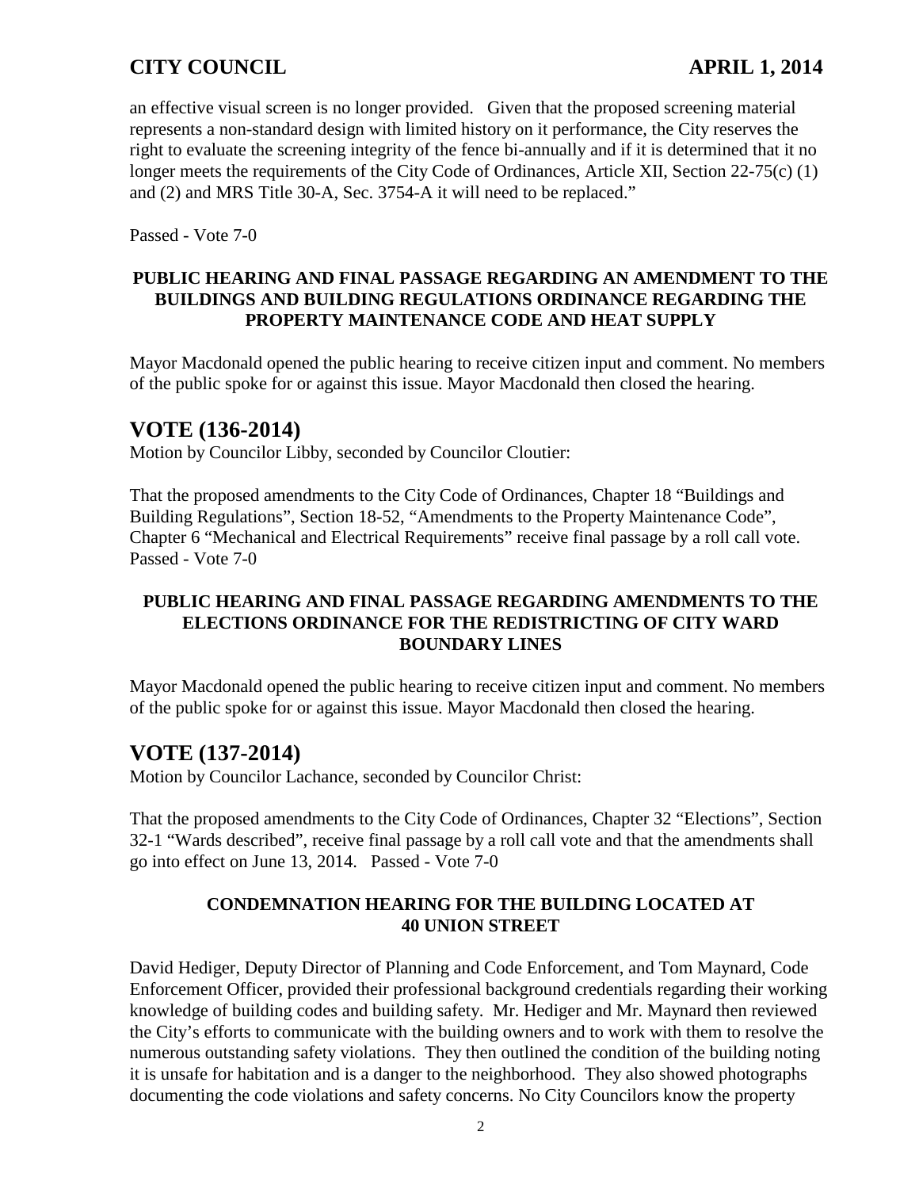an effective visual screen is no longer provided. Given that the proposed screening material represents a non-standard design with limited history on it performance, the City reserves the right to evaluate the screening integrity of the fence bi-annually and if it is determined that it no longer meets the requirements of the City Code of Ordinances, Article XII, Section 22-75(c) (1) and (2) and MRS Title 30-A, Sec. 3754-A it will need to be replaced."

Passed - Vote 7-0

**PUBLIC HEARING AND FINAL PASSAGE REGARDING AN AMENDMENT TO THE BUILDINGS AND BUILDING REGULATIONS ORDINANCE REGARDING THE PROPERTY MAINTENANCE CODE AND HEAT SUPPLY**

Mayor Macdonald opened the public hearing to receive citizen input and comment. No members of the public spoke for or against this issue. Mayor Macdonald then closed the hearing.

## VOTE (136-2014)

Motion by Councilor Libby, seconded by Councilor Cloutier:

That the proposed amendments to the City Code of Ordinances, Chapter 18 "Buildings and Building Regulations", Section 18-52, "Amendments to the Property Maintenance Code", Chapter 6 "Mechanical and Electrical Requirements" receive final passage by a roll call vote. Passed - Vote 7-0

**PUBLIC HEARING AND FINAL PASSAGE REGARDING AMENDMENTS TO THE ELECTIONS ORDINANCE FOR THE REDISTRICTING OF CITY WARD BOUNDARY LINES**

Mayor Macdonald opened the public hearing to receive citizen input and comment. No members of the public spoke for or against this issue. Mayor Macdonald then closed the hearing.

## VOTE (137-2014)

Motion by Councilor Lachance, seconded by Councilor Christ:

That the proposed amendments to the City Code of Ordinances, Chapter 32 "Elections", Section 32-1 "Wards described", receive final passage by a roll call vote and that the amendments shall go into effect on June 13, 2014. Passed - Vote 7-0

**CONDEMNATION HEARING FOR THE BUILDING LOCATED AT 40 UNION STREET**

David Hediger, Deputy Director of Planning and Code Enforcement, and Tom Maynard, Code Enforcement Officer, provided their professional background credentials regarding their working knowledge of building codes and building safety. Mr. Hediger and Mr. Maynard then reviewed the City's efforts to communicate with the building owners and to work with them to resolve the numerous outstanding safety violations. They then outlined the condition of the building noting it is unsafe for habitation and is a danger to the neighborhood. They also showed photographs documenting the code violations and safety concerns. No City Councilors know the property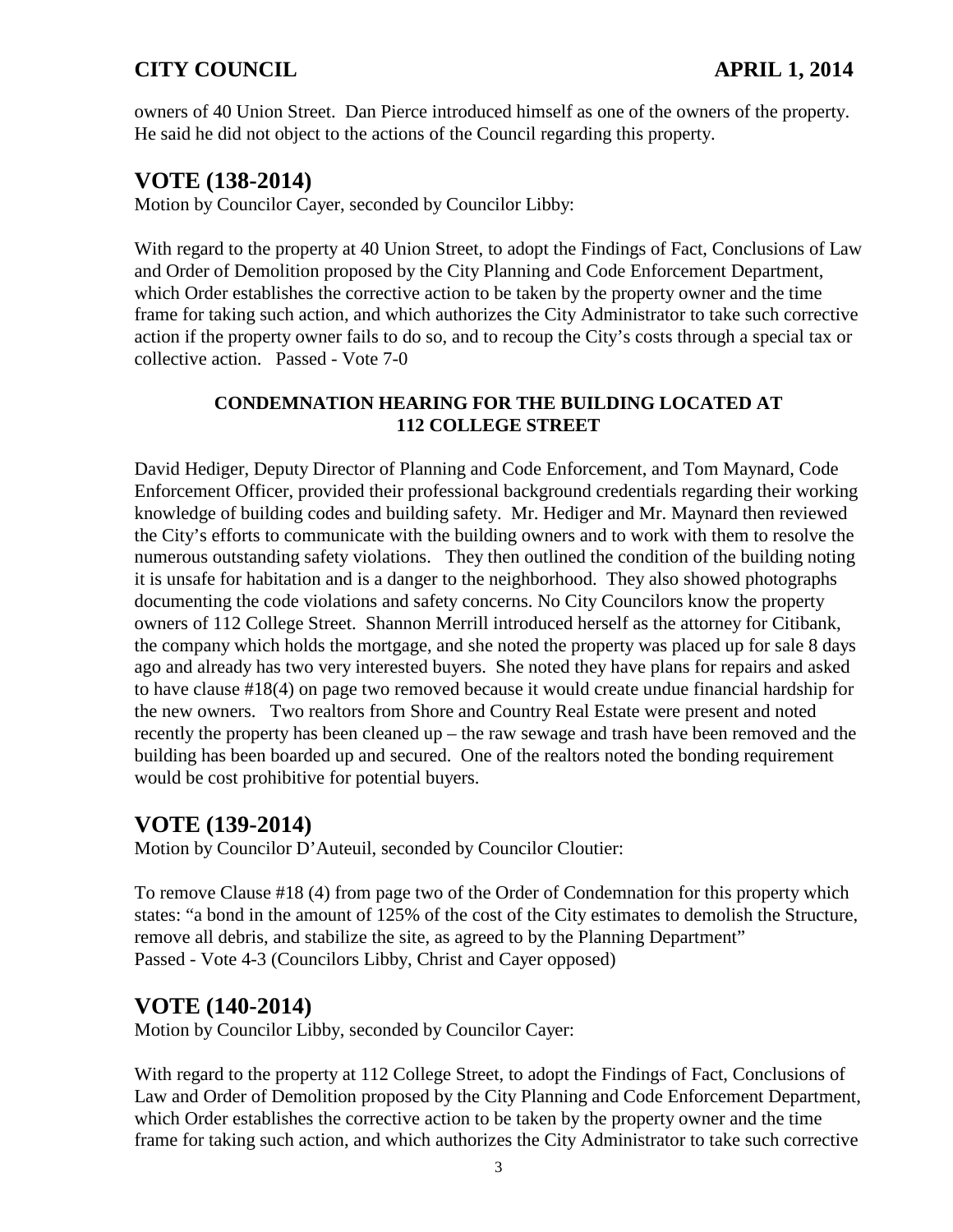owners of 40 Union Street. Dan Pierce introduced himself as one of the owners of the property. He said he did not object to the actions of the Council regarding this property.

## VOTE (138-2014)

Motion by Councilor Cayer, seconded by Councilor Libby:

With regard to the property at 40 Union Street, to adopt the Findings of Fact, Conclusions of Law and Order of Demolition proposed by the City Planning and Code Enforcement Department, which Order establishes the corrective action to be taken by the property owner and the time frame for taking such action, and which authorizes the City Administrator to take such corrective action if the property owner fails to do so, and to recoup the City's costs through a special tax or collective action. Passed - Vote 7-0

### CONDEMNATION HEARING FOR THE BUILDING LOCATED AT 112 COLLEGE STREET

David Hediger, Deputy Director of Planning and Code Enforcement, and Tom Maynard, Code Enforcement Officer, provided their professional background credentials regarding their working knowledge of building codes and building safety. Mr. Hediger and Mr. Maynard then reviewed the City's efforts to communicate with the building owners and to work with them to resolve the numerous outstanding safety violations. They then outlined the condition of the building noting it is unsafe for habitation and is a danger to the neighborhood. They also showed photographs documenting the code violations and safety concerns. No City Councilors know the property owners of 112 College Street. Shannon Merrill introduced herself as the attorney for Citibank, the company which holds the mortgage, and she noted the property was placed up for sale 8 days ago and already has two very interested buyers. She noted they have plans for repairs and asked to have clause #18(4) on page two removed because it would create undue financial hardship for the new owners. Two realtors from Shore and Country Real Estate were present and noted recently the property has been cleaned up – the raw sewage and trash have been removed and the building has been boarded up and secured. One of the realtors noted the bonding requirement would be cost prohibitive for potential buyers.

## VOTE (139-2014)

Motion by Councilor D'Auteuil, seconded by Councilor Cloutier:

To remove Clause #18 (4) from page two of the Order of Condemnation for this property which states: "a bond in the amount of 125% of the cost of the City estimates to demolish the Structure, remove all debris, and stabilize the site, as agreed to by the Planning Department"
Passed - Vote 4-3 (Councilors Libby, Christ and Cayer opposed)

## VOTE (140-2014)

Motion by Councilor Libby, seconded by Councilor Cayer:

With regard to the property at 112 College Street, to adopt the Findings of Fact, Conclusions of Law and Order of Demolition proposed by the City Planning and Code Enforcement Department, which Order establishes the corrective action to be taken by the property owner and the time frame for taking such action, and which authorizes the City Administrator to take such corrective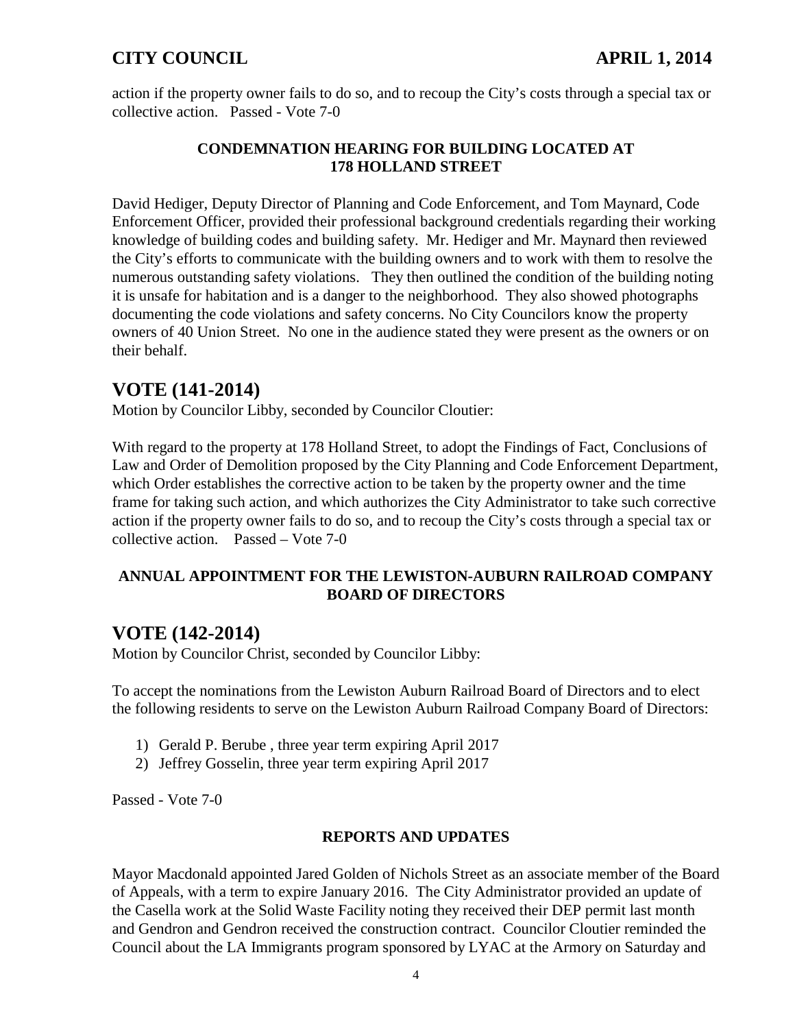action if the property owner fails to do so, and to recoup the City's costs through a special tax or collective action. Passed - Vote 7-0

**CONDEMNATION HEARING FOR BUILDING LOCATED AT 178 HOLLAND STREET**

David Hediger, Deputy Director of Planning and Code Enforcement, and Tom Maynard, Code Enforcement Officer, provided their professional background credentials regarding their working knowledge of building codes and building safety. Mr. Hediger and Mr. Maynard then reviewed the City's efforts to communicate with the building owners and to work with them to resolve the numerous outstanding safety violations. They then outlined the condition of the building noting it is unsafe for habitation and is a danger to the neighborhood. They also showed photographs documenting the code violations and safety concerns. No City Councilors know the property owners of 40 Union Street. No one in the audience stated they were present as the owners or on their behalf.

# VOTE (141-2014)

Motion by Councilor Libby, seconded by Councilor Cloutier:

With regard to the property at 178 Holland Street, to adopt the Findings of Fact, Conclusions of Law and Order of Demolition proposed by the City Planning and Code Enforcement Department, which Order establishes the corrective action to be taken by the property owner and the time frame for taking such action, and which authorizes the City Administrator to take such corrective action if the property owner fails to do so, and to recoup the City's costs through a special tax or collective action. Passed – Vote 7-0

**ANNUAL APPOINTMENT FOR THE LEWISTON-AUBURN RAILROAD COMPANY BOARD OF DIRECTORS**

# VOTE (142-2014)

Motion by Councilor Christ, seconded by Councilor Libby:

To accept the nominations from the Lewiston Auburn Railroad Board of Directors and to elect the following residents to serve on the Lewiston Auburn Railroad Company Board of Directors:

1) Gerald P. Berube , three year term expiring April 2017
2) Jeffrey Gosselin, three year term expiring April 2017

Passed - Vote 7-0

**REPORTS AND UPDATES**

Mayor Macdonald appointed Jared Golden of Nichols Street as an associate member of the Board of Appeals, with a term to expire January 2016. The City Administrator provided an update of the Casella work at the Solid Waste Facility noting they received their DEP permit last month and Gendron and Gendron received the construction contract. Councilor Cloutier reminded the Council about the LA Immigrants program sponsored by LYAC at the Armory on Saturday and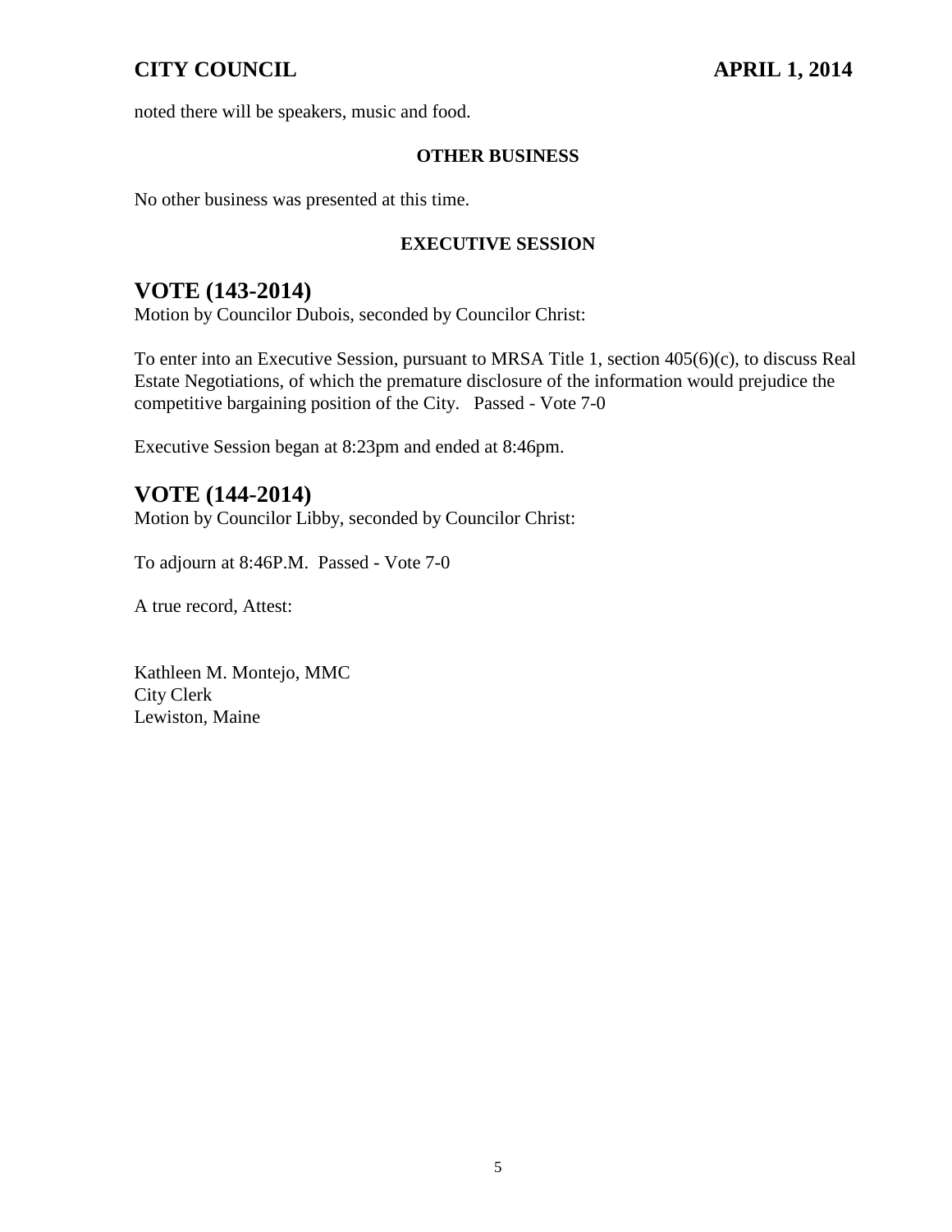noted there will be speakers, music and food.

**OTHER BUSINESS**

No other business was presented at this time.

**EXECUTIVE SESSION**

## VOTE (143-2014)

Motion by Councilor Dubois, seconded by Councilor Christ:

To enter into an Executive Session, pursuant to MRSA Title 1, section 405(6)(c), to discuss Real Estate Negotiations, of which the premature disclosure of the information would prejudice the competitive bargaining position of the City.   Passed - Vote 7-0

Executive Session began at 8:23pm and ended at 8:46pm.

## VOTE (144-2014)

Motion by Councilor Libby, seconded by Councilor Christ:

To adjourn at 8:46P.M.  Passed - Vote 7-0

A true record, Attest:

Kathleen M. Montejo, MMC
City Clerk
Lewiston, Maine